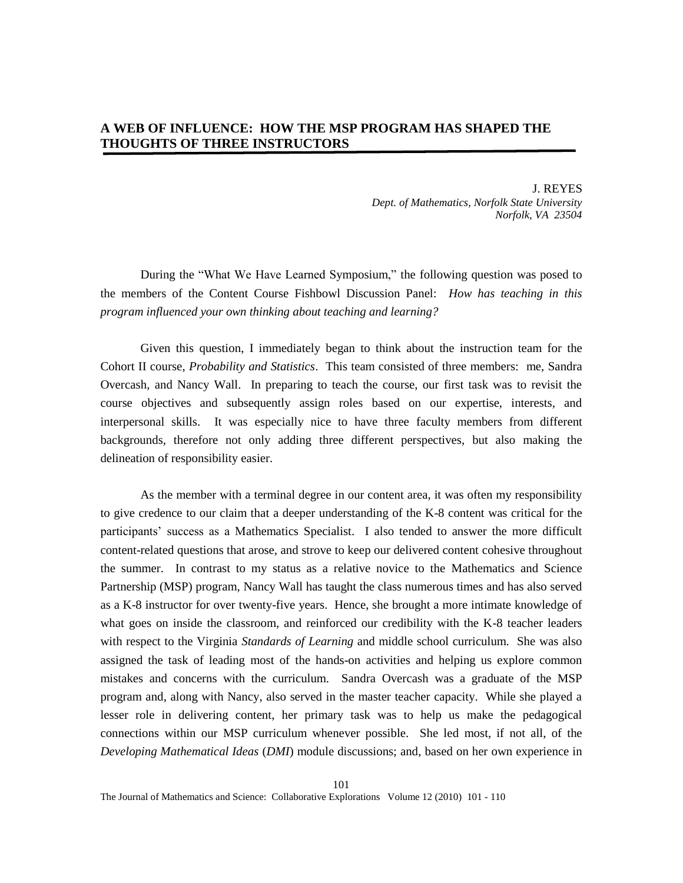# A WEB OF INFLUENCE: HOW THE MSP PROGRAM HAS SHAPED THE THOUGHTS OF THREE INSTRUCTORS

J. REYES
*Dept. of Mathematics, Norfolk State University*
*Norfolk, VA 23504*

During the "What We Have Learned Symposium," the following question was posed to the members of the Content Course Fishbowl Discussion Panel: *How has teaching in this program influenced your own thinking about teaching and learning?*

Given this question, I immediately began to think about the instruction team for the Cohort II course, *Probability and Statistics*. This team consisted of three members: me, Sandra Overcash, and Nancy Wall. In preparing to teach the course, our first task was to revisit the course objectives and subsequently assign roles based on our expertise, interests, and interpersonal skills. It was especially nice to have three faculty members from different backgrounds, therefore not only adding three different perspectives, but also making the delineation of responsibility easier.

As the member with a terminal degree in our content area, it was often my responsibility to give credence to our claim that a deeper understanding of the K-8 content was critical for the participants' success as a Mathematics Specialist. I also tended to answer the more difficult content-related questions that arose, and strove to keep our delivered content cohesive throughout the summer. In contrast to my status as a relative novice to the Mathematics and Science Partnership (MSP) program, Nancy Wall has taught the class numerous times and has also served as a K-8 instructor for over twenty-five years. Hence, she brought a more intimate knowledge of what goes on inside the classroom, and reinforced our credibility with the K-8 teacher leaders with respect to the Virginia *Standards of Learning* and middle school curriculum. She was also assigned the task of leading most of the hands-on activities and helping us explore common mistakes and concerns with the curriculum. Sandra Overcash was a graduate of the MSP program and, along with Nancy, also served in the master teacher capacity. While she played a lesser role in delivering content, her primary task was to help us make the pedagogical connections within our MSP curriculum whenever possible. She led most, if not all, of the *Developing Mathematical Ideas* (*DMI*) module discussions; and, based on her own experience in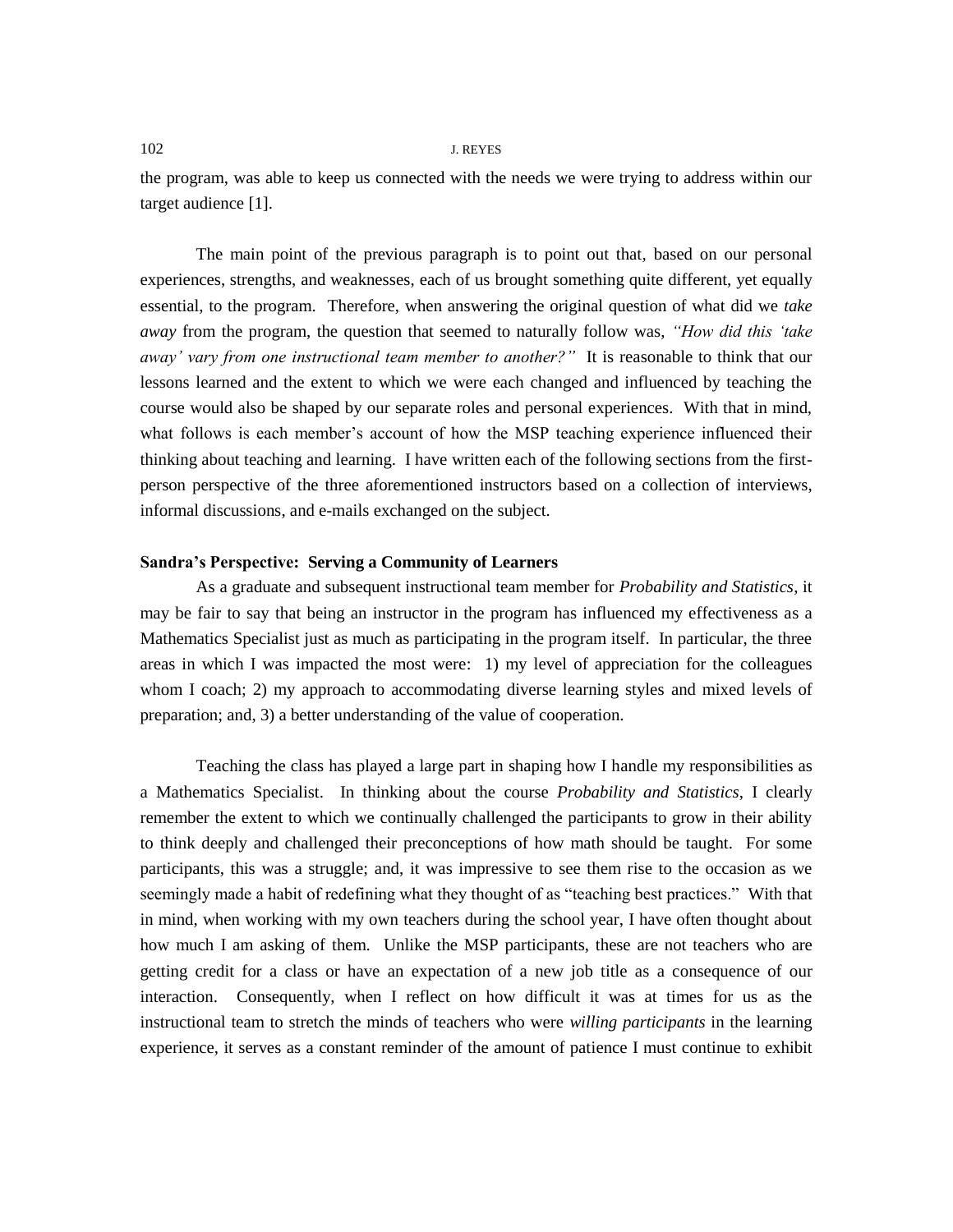the program, was able to keep us connected with the needs we were trying to address within our target audience [1].

The main point of the previous paragraph is to point out that, based on our personal experiences, strengths, and weaknesses, each of us brought something quite different, yet equally essential, to the program. Therefore, when answering the original question of what did we *take away* from the program, the question that seemed to naturally follow was, *"How did this 'take away' vary from one instructional team member to another?"* It is reasonable to think that our lessons learned and the extent to which we were each changed and influenced by teaching the course would also be shaped by our separate roles and personal experiences. With that in mind, what follows is each member's account of how the MSP teaching experience influenced their thinking about teaching and learning. I have written each of the following sections from the first-person perspective of the three aforementioned instructors based on a collection of interviews, informal discussions, and e-mails exchanged on the subject.

**Sandra's Perspective: Serving a Community of Learners**

As a graduate and subsequent instructional team member for *Probability and Statistics*, it may be fair to say that being an instructor in the program has influenced my effectiveness as a Mathematics Specialist just as much as participating in the program itself. In particular, the three areas in which I was impacted the most were: 1) my level of appreciation for the colleagues whom I coach; 2) my approach to accommodating diverse learning styles and mixed levels of preparation; and, 3) a better understanding of the value of cooperation.

Teaching the class has played a large part in shaping how I handle my responsibilities as a Mathematics Specialist. In thinking about the course *Probability and Statistics*, I clearly remember the extent to which we continually challenged the participants to grow in their ability to think deeply and challenged their preconceptions of how math should be taught. For some participants, this was a struggle; and, it was impressive to see them rise to the occasion as we seemingly made a habit of redefining what they thought of as "teaching best practices." With that in mind, when working with my own teachers during the school year, I have often thought about how much I am asking of them. Unlike the MSP participants, these are not teachers who are getting credit for a class or have an expectation of a new job title as a consequence of our interaction. Consequently, when I reflect on how difficult it was at times for us as the instructional team to stretch the minds of teachers who were *willing participants* in the learning experience, it serves as a constant reminder of the amount of patience I must continue to exhibit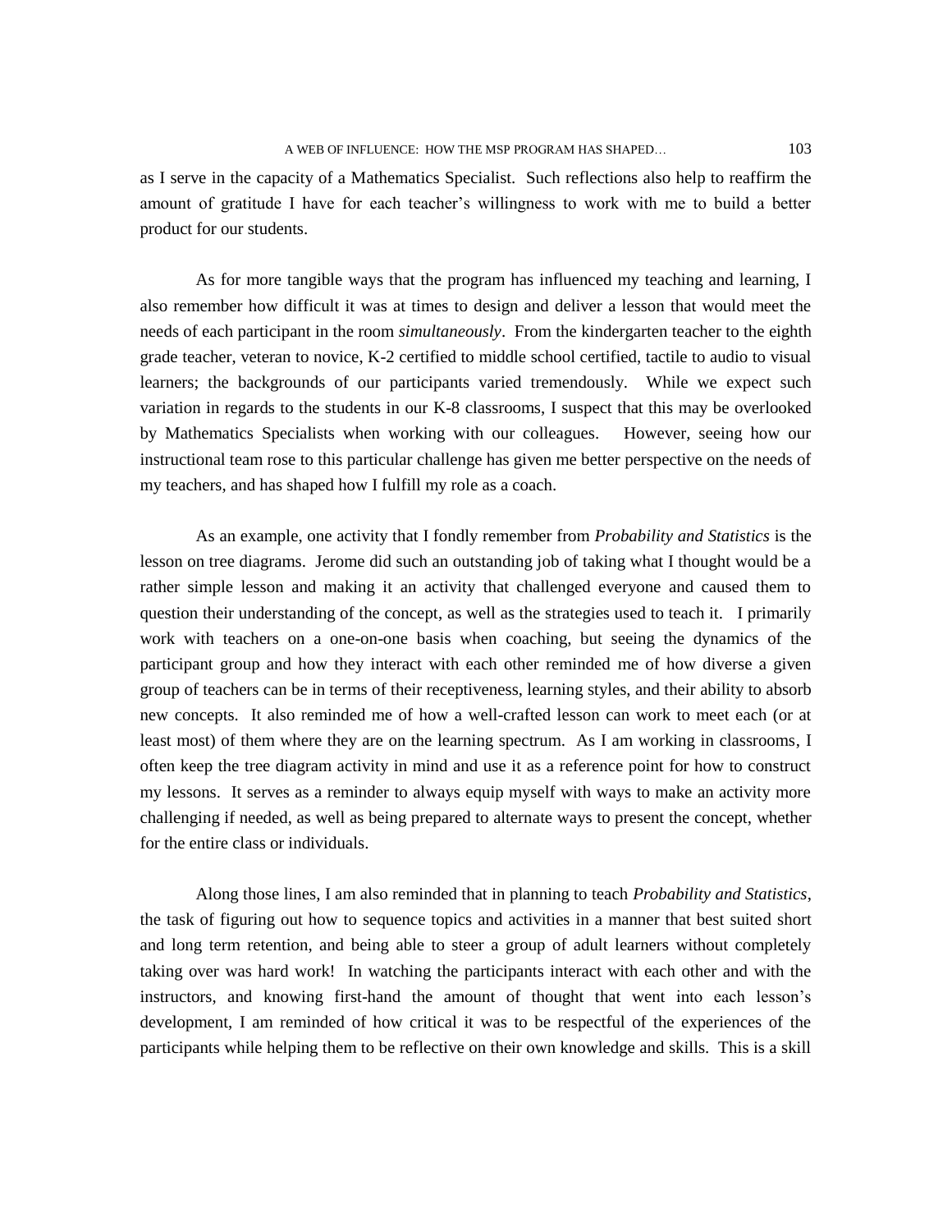as I serve in the capacity of a Mathematics Specialist. Such reflections also help to reaffirm the amount of gratitude I have for each teacher's willingness to work with me to build a better product for our students.

As for more tangible ways that the program has influenced my teaching and learning, I also remember how difficult it was at times to design and deliver a lesson that would meet the needs of each participant in the room *simultaneously*. From the kindergarten teacher to the eighth grade teacher, veteran to novice, K-2 certified to middle school certified, tactile to audio to visual learners; the backgrounds of our participants varied tremendously. While we expect such variation in regards to the students in our K-8 classrooms, I suspect that this may be overlooked by Mathematics Specialists when working with our colleagues. However, seeing how our instructional team rose to this particular challenge has given me better perspective on the needs of my teachers, and has shaped how I fulfill my role as a coach.

As an example, one activity that I fondly remember from *Probability and Statistics* is the lesson on tree diagrams. Jerome did such an outstanding job of taking what I thought would be a rather simple lesson and making it an activity that challenged everyone and caused them to question their understanding of the concept, as well as the strategies used to teach it. I primarily work with teachers on a one-on-one basis when coaching, but seeing the dynamics of the participant group and how they interact with each other reminded me of how diverse a given group of teachers can be in terms of their receptiveness, learning styles, and their ability to absorb new concepts. It also reminded me of how a well-crafted lesson can work to meet each (or at least most) of them where they are on the learning spectrum. As I am working in classrooms, I often keep the tree diagram activity in mind and use it as a reference point for how to construct my lessons. It serves as a reminder to always equip myself with ways to make an activity more challenging if needed, as well as being prepared to alternate ways to present the concept, whether for the entire class or individuals.

Along those lines, I am also reminded that in planning to teach *Probability and Statistics*, the task of figuring out how to sequence topics and activities in a manner that best suited short and long term retention, and being able to steer a group of adult learners without completely taking over was hard work! In watching the participants interact with each other and with the instructors, and knowing first-hand the amount of thought that went into each lesson's development, I am reminded of how critical it was to be respectful of the experiences of the participants while helping them to be reflective on their own knowledge and skills. This is a skill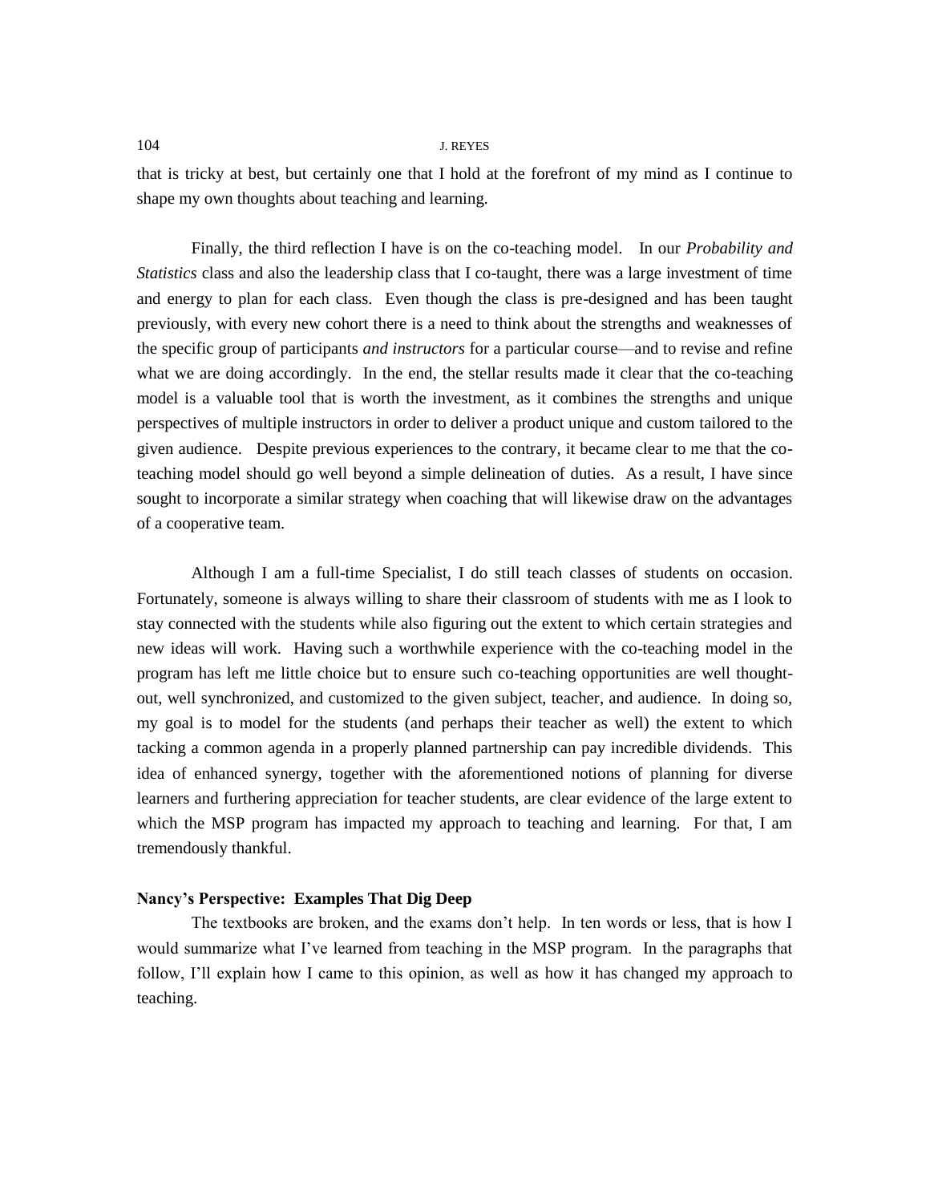that is tricky at best, but certainly one that I hold at the forefront of my mind as I continue to shape my own thoughts about teaching and learning.

Finally, the third reflection I have is on the co-teaching model. In our *Probability and Statistics* class and also the leadership class that I co-taught, there was a large investment of time and energy to plan for each class. Even though the class is pre-designed and has been taught previously, with every new cohort there is a need to think about the strengths and weaknesses of the specific group of participants *and instructors* for a particular course—and to revise and refine what we are doing accordingly. In the end, the stellar results made it clear that the co-teaching model is a valuable tool that is worth the investment, as it combines the strengths and unique perspectives of multiple instructors in order to deliver a product unique and custom tailored to the given audience. Despite previous experiences to the contrary, it became clear to me that the co-teaching model should go well beyond a simple delineation of duties. As a result, I have since sought to incorporate a similar strategy when coaching that will likewise draw on the advantages of a cooperative team.

Although I am a full-time Specialist, I do still teach classes of students on occasion. Fortunately, someone is always willing to share their classroom of students with me as I look to stay connected with the students while also figuring out the extent to which certain strategies and new ideas will work. Having such a worthwhile experience with the co-teaching model in the program has left me little choice but to ensure such co-teaching opportunities are well thought-out, well synchronized, and customized to the given subject, teacher, and audience. In doing so, my goal is to model for the students (and perhaps their teacher as well) the extent to which tacking a common agenda in a properly planned partnership can pay incredible dividends. This idea of enhanced synergy, together with the aforementioned notions of planning for diverse learners and furthering appreciation for teacher students, are clear evidence of the large extent to which the MSP program has impacted my approach to teaching and learning. For that, I am tremendously thankful.

**Nancy's Perspective: Examples That Dig Deep**

The textbooks are broken, and the exams don't help. In ten words or less, that is how I would summarize what I've learned from teaching in the MSP program. In the paragraphs that follow, I'll explain how I came to this opinion, as well as how it has changed my approach to teaching.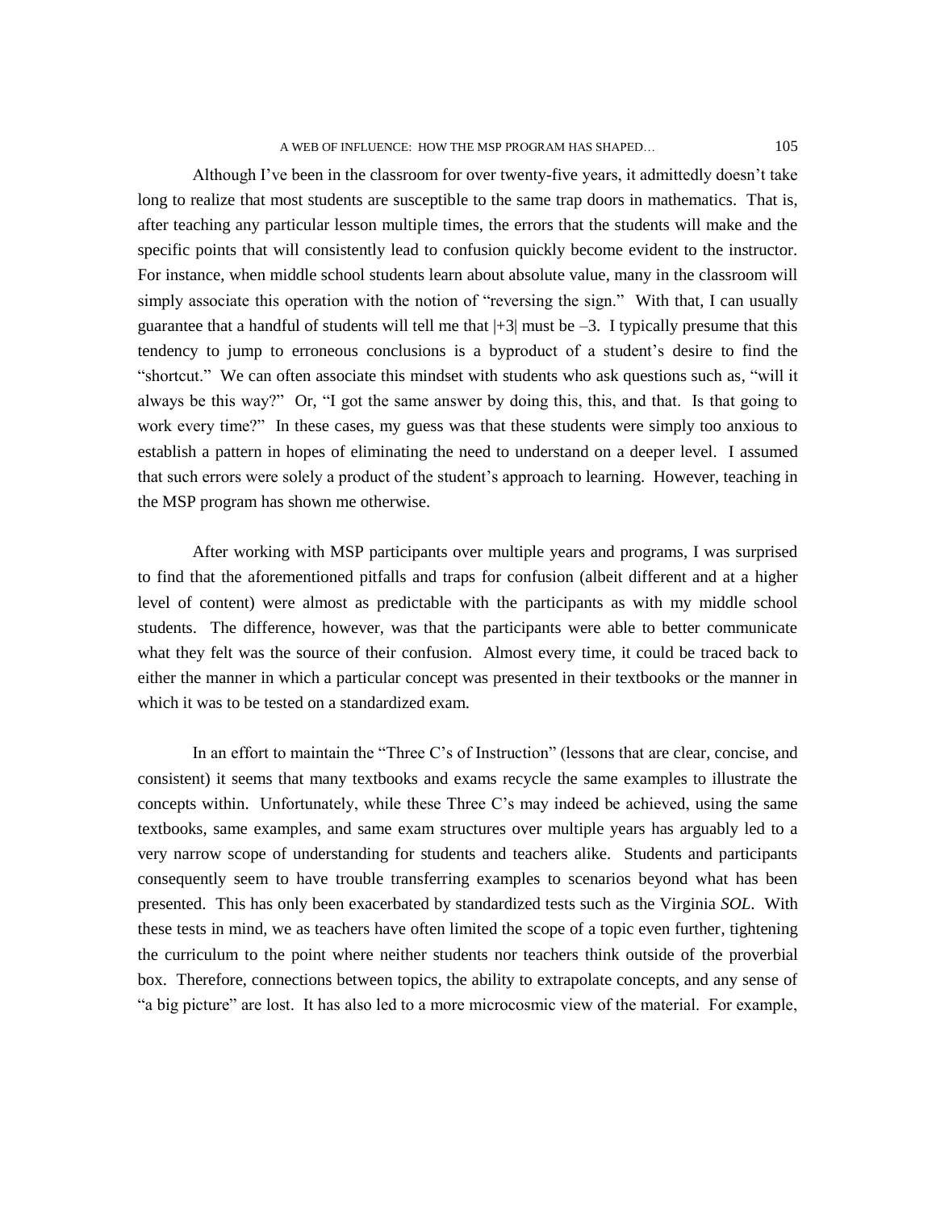Although I've been in the classroom for over twenty-five years, it admittedly doesn't take long to realize that most students are susceptible to the same trap doors in mathematics. That is, after teaching any particular lesson multiple times, the errors that the students will make and the specific points that will consistently lead to confusion quickly become evident to the instructor. For instance, when middle school students learn about absolute value, many in the classroom will simply associate this operation with the notion of "reversing the sign." With that, I can usually guarantee that a handful of students will tell me that $|+3|$ must be $-3$. I typically presume that this tendency to jump to erroneous conclusions is a byproduct of a student's desire to find the "shortcut." We can often associate this mindset with students who ask questions such as, "will it always be this way?" Or, "I got the same answer by doing this, this, and that. Is that going to work every time?" In these cases, my guess was that these students were simply too anxious to establish a pattern in hopes of eliminating the need to understand on a deeper level. I assumed that such errors were solely a product of the student's approach to learning. However, teaching in the MSP program has shown me otherwise.

After working with MSP participants over multiple years and programs, I was surprised to find that the aforementioned pitfalls and traps for confusion (albeit different and at a higher level of content) were almost as predictable with the participants as with my middle school students. The difference, however, was that the participants were able to better communicate what they felt was the source of their confusion. Almost every time, it could be traced back to either the manner in which a particular concept was presented in their textbooks or the manner in which it was to be tested on a standardized exam.

In an effort to maintain the "Three C's of Instruction" (lessons that are clear, concise, and consistent) it seems that many textbooks and exams recycle the same examples to illustrate the concepts within. Unfortunately, while these Three C's may indeed be achieved, using the same textbooks, same examples, and same exam structures over multiple years has arguably led to a very narrow scope of understanding for students and teachers alike. Students and participants consequently seem to have trouble transferring examples to scenarios beyond what has been presented. This has only been exacerbated by standardized tests such as the Virginia *SOL*. With these tests in mind, we as teachers have often limited the scope of a topic even further, tightening the curriculum to the point where neither students nor teachers think outside of the proverbial box. Therefore, connections between topics, the ability to extrapolate concepts, and any sense of "a big picture" are lost. It has also led to a more microcosmic view of the material. For example,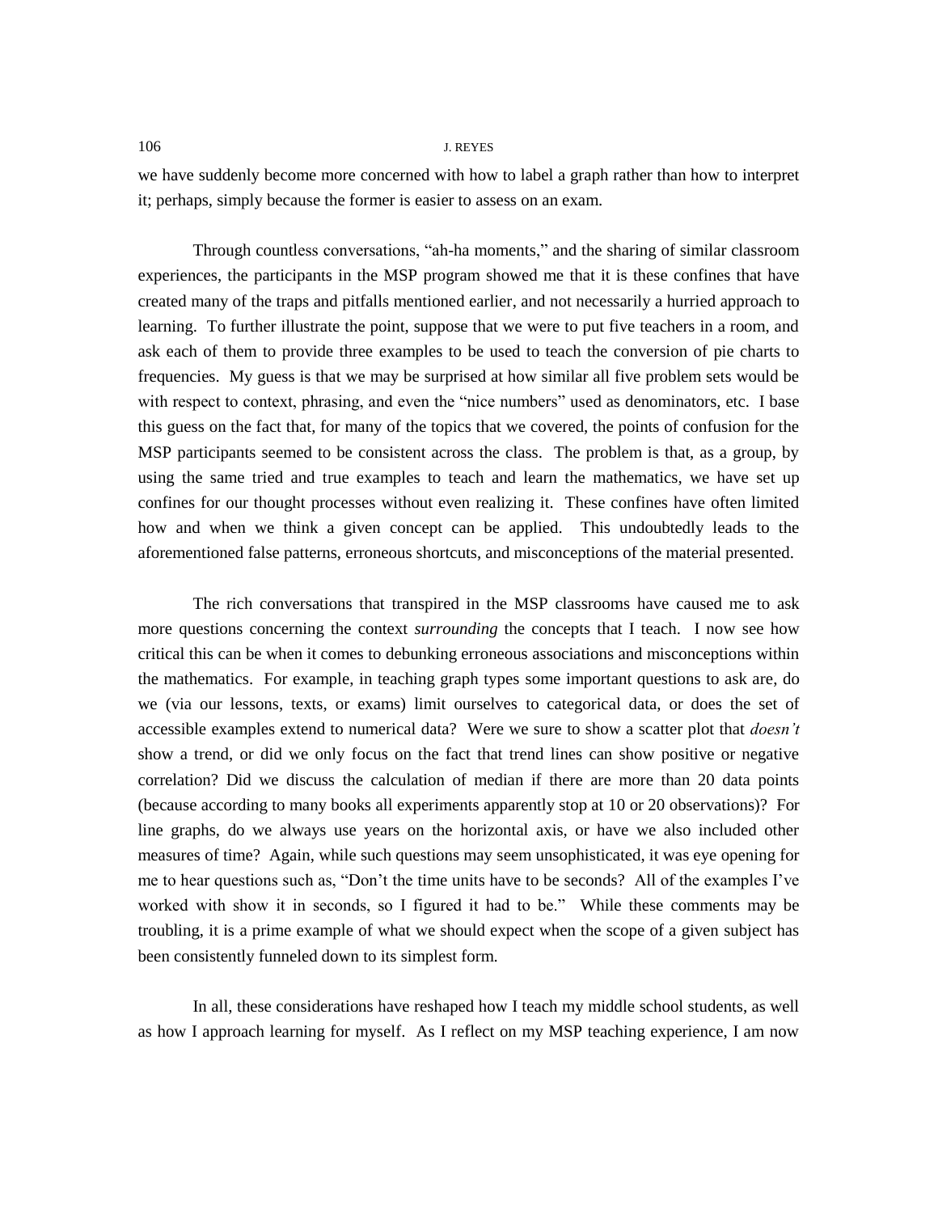we have suddenly become more concerned with how to label a graph rather than how to interpret it; perhaps, simply because the former is easier to assess on an exam.

Through countless conversations, "ah-ha moments," and the sharing of similar classroom experiences, the participants in the MSP program showed me that it is these confines that have created many of the traps and pitfalls mentioned earlier, and not necessarily a hurried approach to learning. To further illustrate the point, suppose that we were to put five teachers in a room, and ask each of them to provide three examples to be used to teach the conversion of pie charts to frequencies. My guess is that we may be surprised at how similar all five problem sets would be with respect to context, phrasing, and even the "nice numbers" used as denominators, etc. I base this guess on the fact that, for many of the topics that we covered, the points of confusion for the MSP participants seemed to be consistent across the class. The problem is that, as a group, by using the same tried and true examples to teach and learn the mathematics, we have set up confines for our thought processes without even realizing it. These confines have often limited how and when we think a given concept can be applied. This undoubtedly leads to the aforementioned false patterns, erroneous shortcuts, and misconceptions of the material presented.

The rich conversations that transpired in the MSP classrooms have caused me to ask more questions concerning the context *surrounding* the concepts that I teach. I now see how critical this can be when it comes to debunking erroneous associations and misconceptions within the mathematics. For example, in teaching graph types some important questions to ask are, do we (via our lessons, texts, or exams) limit ourselves to categorical data, or does the set of accessible examples extend to numerical data? Were we sure to show a scatter plot that *doesn't* show a trend, or did we only focus on the fact that trend lines can show positive or negative correlation? Did we discuss the calculation of median if there are more than 20 data points (because according to many books all experiments apparently stop at 10 or 20 observations)? For line graphs, do we always use years on the horizontal axis, or have we also included other measures of time? Again, while such questions may seem unsophisticated, it was eye opening for me to hear questions such as, "Don't the time units have to be seconds? All of the examples I've worked with show it in seconds, so I figured it had to be." While these comments may be troubling, it is a prime example of what we should expect when the scope of a given subject has been consistently funneled down to its simplest form.

In all, these considerations have reshaped how I teach my middle school students, as well as how I approach learning for myself. As I reflect on my MSP teaching experience, I am now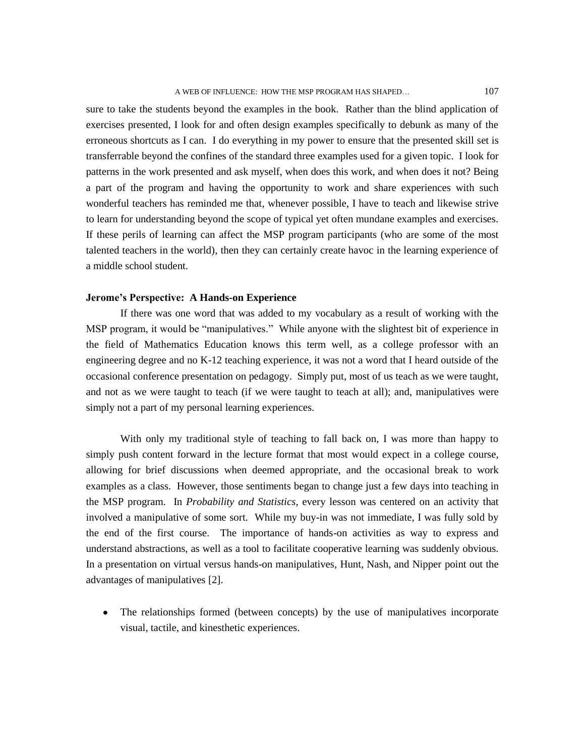sure to take the students beyond the examples in the book. Rather than the blind application of exercises presented, I look for and often design examples specifically to debunk as many of the erroneous shortcuts as I can. I do everything in my power to ensure that the presented skill set is transferrable beyond the confines of the standard three examples used for a given topic. I look for patterns in the work presented and ask myself, when does this work, and when does it not? Being a part of the program and having the opportunity to work and share experiences with such wonderful teachers has reminded me that, whenever possible, I have to teach and likewise strive to learn for understanding beyond the scope of typical yet often mundane examples and exercises. If these perils of learning can affect the MSP program participants (who are some of the most talented teachers in the world), then they can certainly create havoc in the learning experience of a middle school student.

**Jerome's Perspective: A Hands-on Experience**

If there was one word that was added to my vocabulary as a result of working with the MSP program, it would be "manipulatives." While anyone with the slightest bit of experience in the field of Mathematics Education knows this term well, as a college professor with an engineering degree and no K-12 teaching experience, it was not a word that I heard outside of the occasional conference presentation on pedagogy. Simply put, most of us teach as we were taught, and not as we were taught to teach (if we were taught to teach at all); and, manipulatives were simply not a part of my personal learning experiences.

With only my traditional style of teaching to fall back on, I was more than happy to simply push content forward in the lecture format that most would expect in a college course, allowing for brief discussions when deemed appropriate, and the occasional break to work examples as a class. However, those sentiments began to change just a few days into teaching in the MSP program. In *Probability and Statistics*, every lesson was centered on an activity that involved a manipulative of some sort. While my buy-in was not immediate, I was fully sold by the end of the first course. The importance of hands-on activities as way to express and understand abstractions, as well as a tool to facilitate cooperative learning was suddenly obvious. In a presentation on virtual versus hands-on manipulatives, Hunt, Nash, and Nipper point out the advantages of manipulatives [2].

- The relationships formed (between concepts) by the use of manipulatives incorporate visual, tactile, and kinesthetic experiences.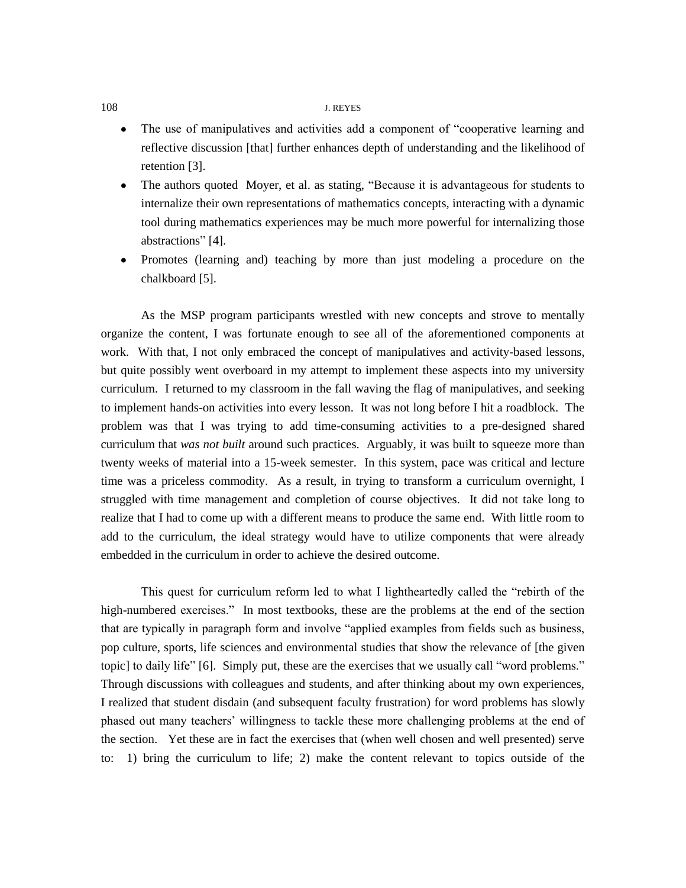- The use of manipulatives and activities add a component of "cooperative learning and reflective discussion [that] further enhances depth of understanding and the likelihood of retention [3].
- The authors quoted Moyer, et al. as stating, "Because it is advantageous for students to internalize their own representations of mathematics concepts, interacting with a dynamic tool during mathematics experiences may be much more powerful for internalizing those abstractions" [4].
- Promotes (learning and) teaching by more than just modeling a procedure on the chalkboard [5].

As the MSP program participants wrestled with new concepts and strove to mentally organize the content, I was fortunate enough to see all of the aforementioned components at work. With that, I not only embraced the concept of manipulatives and activity-based lessons, but quite possibly went overboard in my attempt to implement these aspects into my university curriculum. I returned to my classroom in the fall waving the flag of manipulatives, and seeking to implement hands-on activities into every lesson. It was not long before I hit a roadblock. The problem was that I was trying to add time-consuming activities to a pre-designed shared curriculum that *was not built* around such practices. Arguably, it was built to squeeze more than twenty weeks of material into a 15-week semester. In this system, pace was critical and lecture time was a priceless commodity. As a result, in trying to transform a curriculum overnight, I struggled with time management and completion of course objectives. It did not take long to realize that I had to come up with a different means to produce the same end. With little room to add to the curriculum, the ideal strategy would have to utilize components that were already embedded in the curriculum in order to achieve the desired outcome.

This quest for curriculum reform led to what I lightheartedly called the "rebirth of the high-numbered exercises." In most textbooks, these are the problems at the end of the section that are typically in paragraph form and involve "applied examples from fields such as business, pop culture, sports, life sciences and environmental studies that show the relevance of [the given topic] to daily life" [6]. Simply put, these are the exercises that we usually call "word problems." Through discussions with colleagues and students, and after thinking about my own experiences, I realized that student disdain (and subsequent faculty frustration) for word problems has slowly phased out many teachers' willingness to tackle these more challenging problems at the end of the section. Yet these are in fact the exercises that (when well chosen and well presented) serve to: 1) bring the curriculum to life; 2) make the content relevant to topics outside of the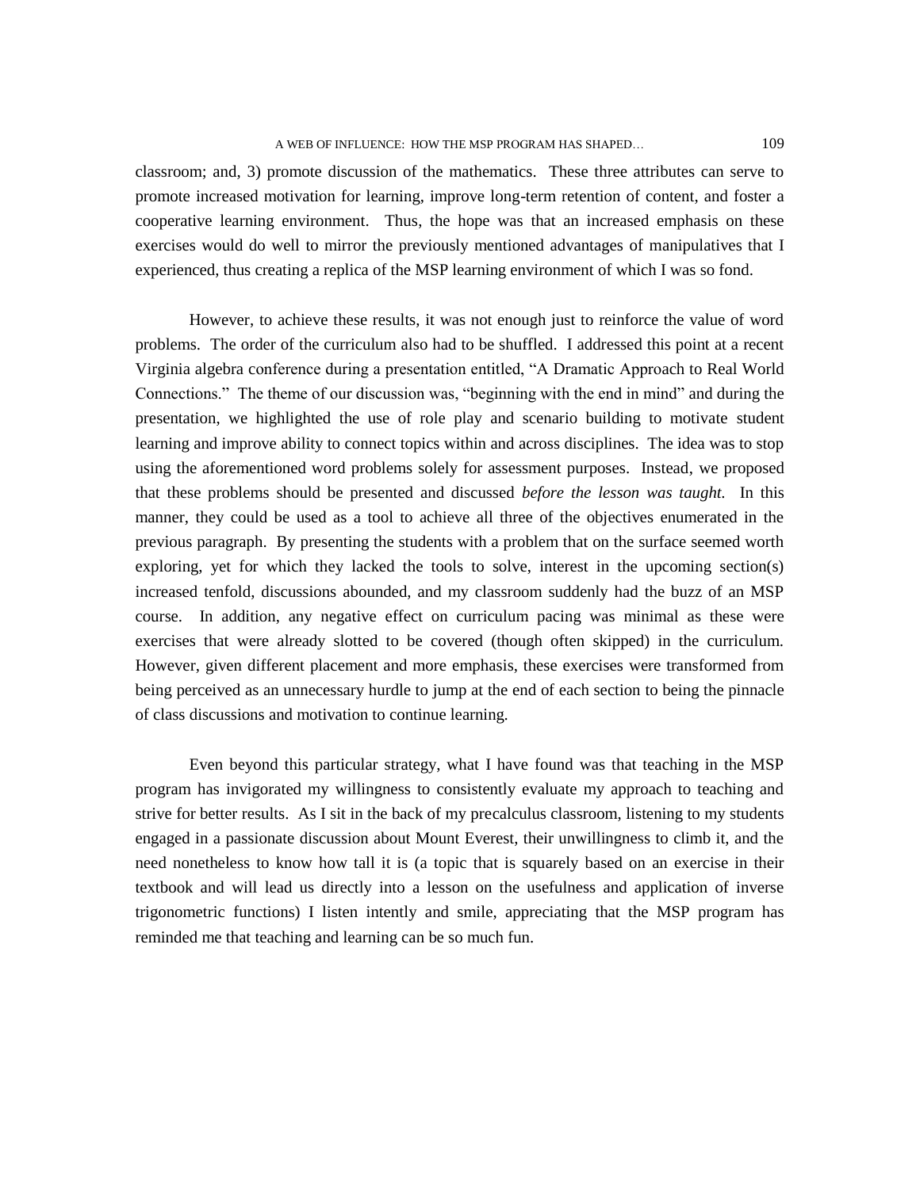classroom; and, 3) promote discussion of the mathematics. These three attributes can serve to promote increased motivation for learning, improve long-term retention of content, and foster a cooperative learning environment. Thus, the hope was that an increased emphasis on these exercises would do well to mirror the previously mentioned advantages of manipulatives that I experienced, thus creating a replica of the MSP learning environment of which I was so fond.

However, to achieve these results, it was not enough just to reinforce the value of word problems. The order of the curriculum also had to be shuffled. I addressed this point at a recent Virginia algebra conference during a presentation entitled, "A Dramatic Approach to Real World Connections." The theme of our discussion was, "beginning with the end in mind" and during the presentation, we highlighted the use of role play and scenario building to motivate student learning and improve ability to connect topics within and across disciplines. The idea was to stop using the aforementioned word problems solely for assessment purposes. Instead, we proposed that these problems should be presented and discussed *before the lesson was taught.* In this manner, they could be used as a tool to achieve all three of the objectives enumerated in the previous paragraph. By presenting the students with a problem that on the surface seemed worth exploring, yet for which they lacked the tools to solve, interest in the upcoming section(s) increased tenfold, discussions abounded, and my classroom suddenly had the buzz of an MSP course. In addition, any negative effect on curriculum pacing was minimal as these were exercises that were already slotted to be covered (though often skipped) in the curriculum. However, given different placement and more emphasis, these exercises were transformed from being perceived as an unnecessary hurdle to jump at the end of each section to being the pinnacle of class discussions and motivation to continue learning.

Even beyond this particular strategy, what I have found was that teaching in the MSP program has invigorated my willingness to consistently evaluate my approach to teaching and strive for better results. As I sit in the back of my precalculus classroom, listening to my students engaged in a passionate discussion about Mount Everest, their unwillingness to climb it, and the need nonetheless to know how tall it is (a topic that is squarely based on an exercise in their textbook and will lead us directly into a lesson on the usefulness and application of inverse trigonometric functions) I listen intently and smile, appreciating that the MSP program has reminded me that teaching and learning can be so much fun.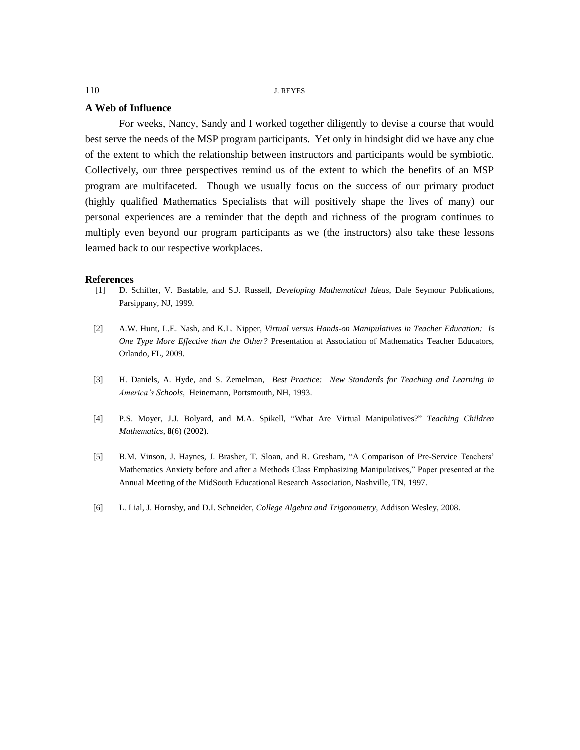## A Web of Influence

For weeks, Nancy, Sandy and I worked together diligently to devise a course that would best serve the needs of the MSP program participants. Yet only in hindsight did we have any clue of the extent to which the relationship between instructors and participants would be symbiotic. Collectively, our three perspectives remind us of the extent to which the benefits of an MSP program are multifaceted. Though we usually focus on the success of our primary product (highly qualified Mathematics Specialists that will positively shape the lives of many) our personal experiences are a reminder that the depth and richness of the program continues to multiply even beyond our program participants as we (the instructors) also take these lessons learned back to our respective workplaces.

## References

[1] D. Schifter, V. Bastable, and S.J. Russell, *Developing Mathematical Ideas*, Dale Seymour Publications, Parsippany, NJ, 1999.

[2] A.W. Hunt, L.E. Nash, and K.L. Nipper, *Virtual versus Hands-on Manipulatives in Teacher Education: Is One Type More Effective than the Other?* Presentation at Association of Mathematics Teacher Educators, Orlando, FL, 2009.

[3] H. Daniels, A. Hyde, and S. Zemelman, *Best Practice: New Standards for Teaching and Learning in America's Schools*, Heinemann, Portsmouth, NH, 1993.

[4] P.S. Moyer, J.J. Bolyard, and M.A. Spikell, "What Are Virtual Manipulatives?" *Teaching Children Mathematics*, **8**(6) (2002).

[5] B.M. Vinson, J. Haynes, J. Brasher, T. Sloan, and R. Gresham, "A Comparison of Pre-Service Teachers' Mathematics Anxiety before and after a Methods Class Emphasizing Manipulatives," Paper presented at the Annual Meeting of the MidSouth Educational Research Association, Nashville, TN, 1997.

[6] L. Lial, J. Hornsby, and D.I. Schneider, *College Algebra and Trigonometry*, Addison Wesley, 2008.